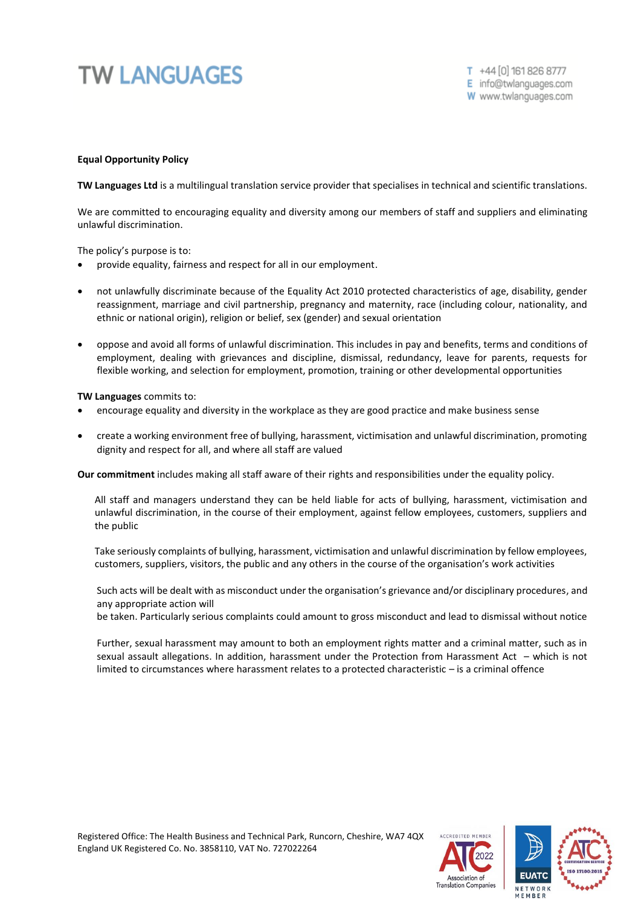# TW LANGUAGES

T +44 [0] 161 826 8777
E info@twlanguages.com
W www.twlanguages.com

**Equal Opportunity Policy**

**TW Languages Ltd** is a multilingual translation service provider that specialises in technical and scientific translations.

We are committed to encouraging equality and diversity among our members of staff and suppliers and eliminating unlawful discrimination.

The policy's purpose is to:

- provide equality, fairness and respect for all in our employment.
- not unlawfully discriminate because of the Equality Act 2010 protected characteristics of age, disability, gender reassignment, marriage and civil partnership, pregnancy and maternity, race (including colour, nationality, and ethnic or national origin), religion or belief, sex (gender) and sexual orientation
- oppose and avoid all forms of unlawful discrimination. This includes in pay and benefits, terms and conditions of employment, dealing with grievances and discipline, dismissal, redundancy, leave for parents, requests for flexible working, and selection for employment, promotion, training or other developmental opportunities

**TW Languages** commits to:

- encourage equality and diversity in the workplace as they are good practice and make business sense
- create a working environment free of bullying, harassment, victimisation and unlawful discrimination, promoting dignity and respect for all, and where all staff are valued

**Our commitment** includes making all staff aware of their rights and responsibilities under the equality policy.

All staff and managers understand they can be held liable for acts of bullying, harassment, victimisation and unlawful discrimination, in the course of their employment, against fellow employees, customers, suppliers and the public

Take seriously complaints of bullying, harassment, victimisation and unlawful discrimination by fellow employees, customers, suppliers, visitors, the public and any others in the course of the organisation's work activities

Such acts will be dealt with as misconduct under the organisation's grievance and/or disciplinary procedures, and any appropriate action will
be taken. Particularly serious complaints could amount to gross misconduct and lead to dismissal without notice

Further, sexual harassment may amount to both an employment rights matter and a criminal matter, such as in sexual assault allegations. In addition, harassment under the Protection from Harassment Act – which is not limited to circumstances where harassment relates to a protected characteristic – is a criminal offence

Registered Office: The Health Business and Technical Park, Runcorn, Cheshire, WA7 4QX
England UK Registered Co. No. 3858110, VAT No. 727022264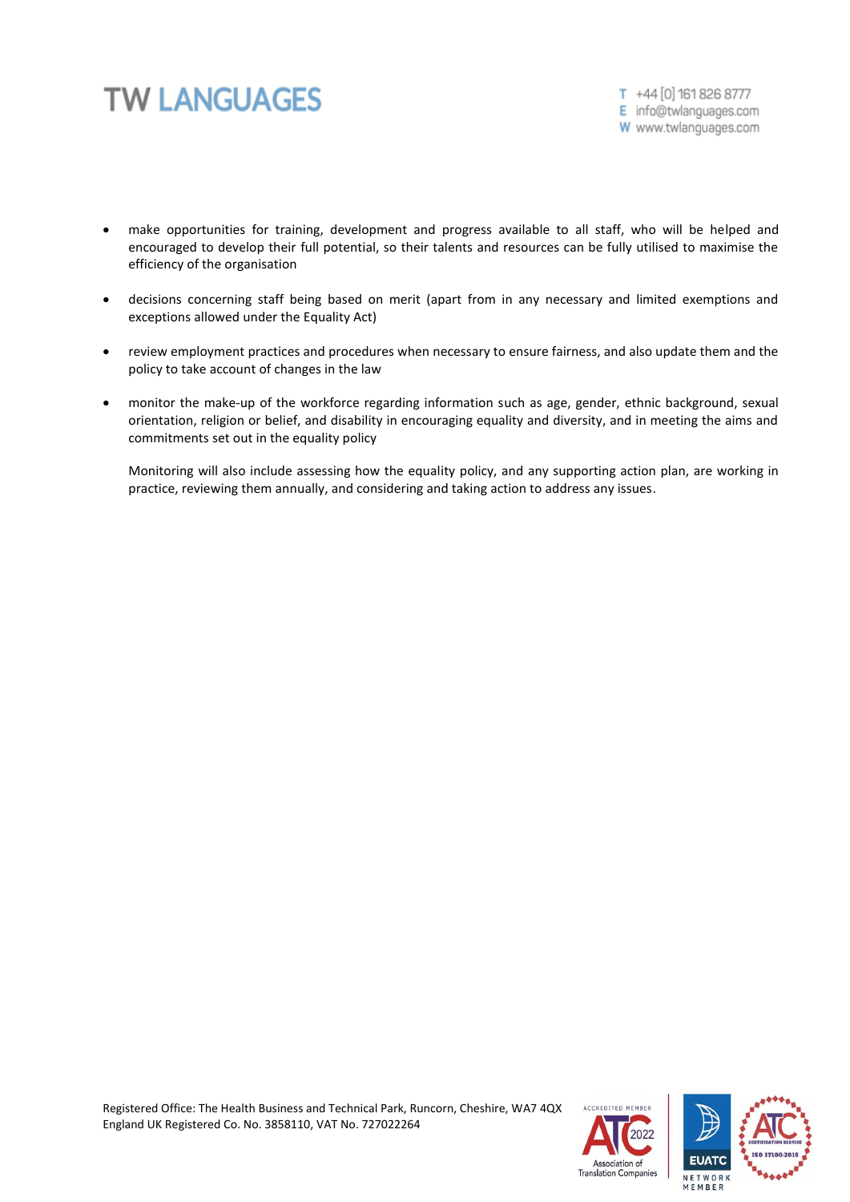- make opportunities for training, development and progress available to all staff, who will be helped and encouraged to develop their full potential, so their talents and resources can be fully utilised to maximise the efficiency of the organisation

- decisions concerning staff being based on merit (apart from in any necessary and limited exemptions and exceptions allowed under the Equality Act)

- review employment practices and procedures when necessary to ensure fairness, and also update them and the policy to take account of changes in the law

- monitor the make-up of the workforce regarding information such as age, gender, ethnic background, sexual orientation, religion or belief, and disability in encouraging equality and diversity, and in meeting the aims and commitments set out in the equality policy

  Monitoring will also include assessing how the equality policy, and any supporting action plan, are working in practice, reviewing them annually, and considering and taking action to address any issues.